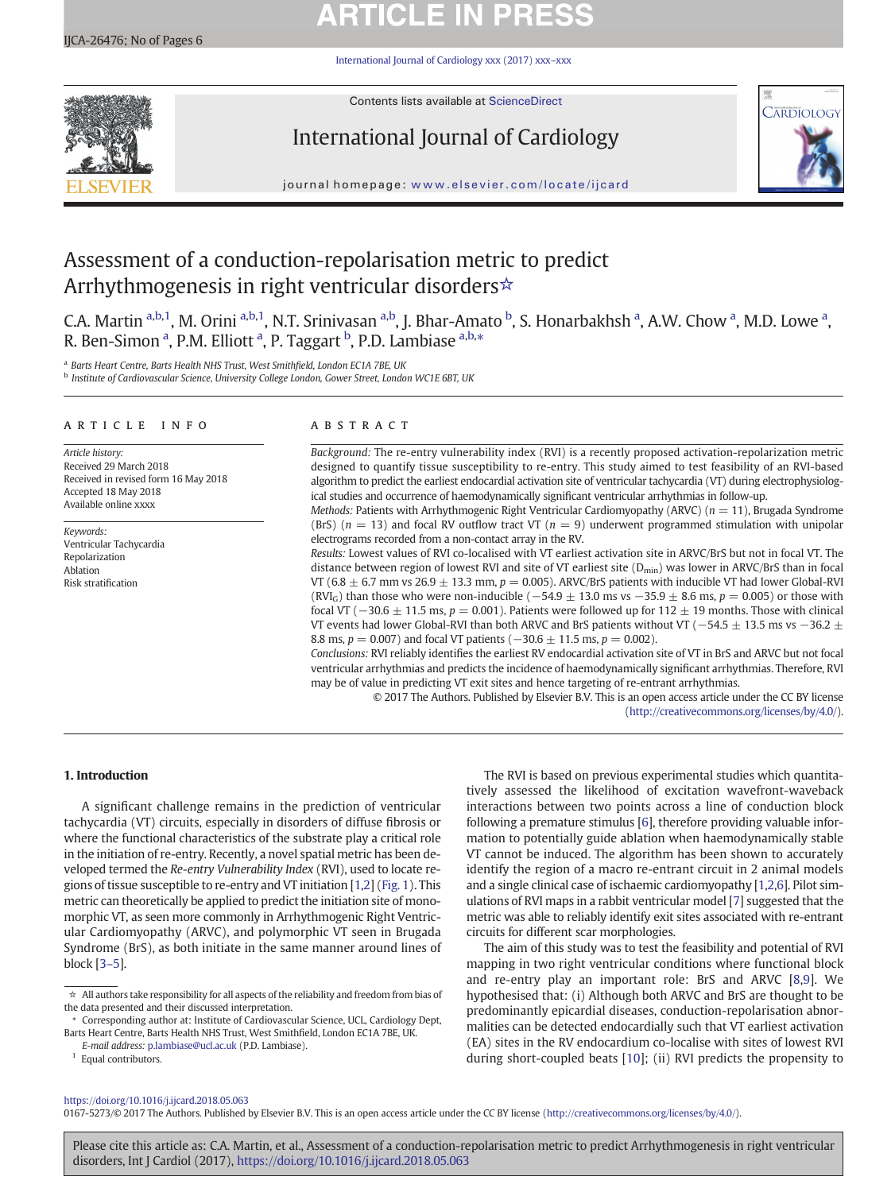# Assessment of a conduction-repolarisation metric to predict Arrhythmogenesis in right ventricular disorders☆

C.A. Martin [a,b,1], M. Orini [a,b,1], N.T. Srinivasan [a,b], J. Bhar-Amato [b], S. Honarbakhsh [a], A.W. Chow [a], M.D. Lowe [a], R. Ben-Simon [a], P.M. Elliott [a], P. Taggart [b], P.D. Lambiase [a,b,*]

[a] Barts Heart Centre, Barts Health NHS Trust, West Smithfield, London EC1A 7BE, UK

[b] Institute of Cardiovascular Science, University College London, Gower Street, London WC1E 6BT, UK

**ARTICLE INFO**

*Article history:*
Received 29 March 2018
Received in revised form 16 May 2018
Accepted 18 May 2018
Available online xxxx

*Keywords:*
Ventricular Tachycardia
Repolarization
Ablation
Risk stratification

**ABSTRACT**

*Background:* The re-entry vulnerability index (RVI) is a recently proposed activation-repolarization metric designed to quantify tissue susceptibility to re-entry. This study aimed to test feasibility of an RVI-based algorithm to predict the earliest endocardial activation site of ventricular tachycardia (VT) during electrophysiological studies and occurrence of haemodynamically significant ventricular arrhythmias in follow-up.

*Methods:* Patients with Arrhythmogenic Right Ventricular Cardiomyopathy (ARVC) ($n = 11$), Brugada Syndrome (BrS) ($n = 13$) and focal RV outflow tract VT ($n = 9$) underwent programmed stimulation with unipolar electrograms recorded from a non-contact array in the RV.

*Results:* Lowest values of RVI co-localised with VT earliest activation site in ARVC/BrS but not in focal VT. The distance between region of lowest RVI and site of VT earliest site ($D_{min}$) was lower in ARVC/BrS than in focal VT (6.8 ± 6.7 mm vs 26.9 ± 13.3 mm, $p = 0.005$). ARVC/BrS patients with inducible VT had lower Global-RVI ($RVI_G$) than those who were non-inducible (−54.9 ± 13.0 ms vs −35.9 ± 8.6 ms, $p = 0.005$) or those with focal VT (−30.6 ± 11.5 ms, $p = 0.001$). Patients were followed up for 112 ± 19 months. Those with clinical VT events had lower Global-RVI than both ARVC and BrS patients without VT (−54.5 ± 13.5 ms vs −36.2 ± 8.8 ms, $p = 0.007$) and focal VT patients (−30.6 ± 11.5 ms, $p = 0.002$).

*Conclusions:* RVI reliably identifies the earliest RV endocardial activation site of VT in BrS and ARVC but not focal ventricular arrhythmias and predicts the incidence of haemodynamically significant arrhythmias. Therefore, RVI may be of value in predicting VT exit sites and hence targeting of re-entrant arrhythmias.

© 2017 The Authors. Published by Elsevier B.V. This is an open access article under the CC BY license (http://creativecommons.org/licenses/by/4.0/).

## 1. Introduction

A significant challenge remains in the prediction of ventricular tachycardia (VT) circuits, especially in disorders of diffuse fibrosis or where the functional characteristics of the substrate play a critical role in the initiation of re-entry. Recently, a novel spatial metric has been developed termed the *Re-entry Vulnerability Index* (RVI), used to locate regions of tissue susceptible to re-entry and VT initiation [1,2] (Fig. 1). This metric can theoretically be applied to predict the initiation site of monomorphic VT, as seen more commonly in Arrhythmogenic Right Ventricular Cardiomyopathy (ARVC), and polymorphic VT seen in Brugada Syndrome (BrS), as both initiate in the same manner around lines of block [3–5].

The RVI is based on previous experimental studies which quantitatively assessed the likelihood of excitation wavefront-waveback interactions between two points across a line of conduction block following a premature stimulus [6], therefore providing valuable information to potentially guide ablation when haemodynamically stable VT cannot be induced. The algorithm has been shown to accurately identify the region of a macro re-entrant circuit in 2 animal models and a single clinical case of ischaemic cardiomyopathy [1,2,6]. Pilot simulations of RVI maps in a rabbit ventricular model [7] suggested that the metric was able to reliably identify exit sites associated with re-entrant circuits for different scar morphologies.

The aim of this study was to test the feasibility and potential of RVI mapping in two right ventricular conditions where functional block and re-entry play an important role: BrS and ARVC [8,9]. We hypothesised that: (i) Although both ARVC and BrS are thought to be predominantly epicardial diseases, conduction-repolarisation abnormalities can be detected endocardially such that VT earliest activation (EA) sites in the RV endocardium co-localise with sites of lowest RVI during short-coupled beats [10]; (ii) RVI predicts the propensity to

☆ All authors take responsibility for all aspects of the reliability and freedom from bias of the data presented and their discussed interpretation.

\* Corresponding author at: Institute of Cardiovascular Science, UCL, Cardiology Dept, Barts Heart Centre, Barts Health NHS Trust, West Smithfield, London EC1A 7BE, UK.

*E-mail address:* p.lambiase@ucl.ac.uk (P.D. Lambiase).

[1] Equal contributors.

https://doi.org/10.1016/j.ijcard.2018.05.063

0167-5273/© 2017 The Authors. Published by Elsevier B.V. This is an open access article under the CC BY license (http://creativecommons.org/licenses/by/4.0/).

Please cite this article as: C.A. Martin, et al., Assessment of a conduction-repolarisation metric to predict Arrhythmogenesis in right ventricular disorders, Int J Cardiol (2017), https://doi.org/10.1016/j.ijcard.2018.05.063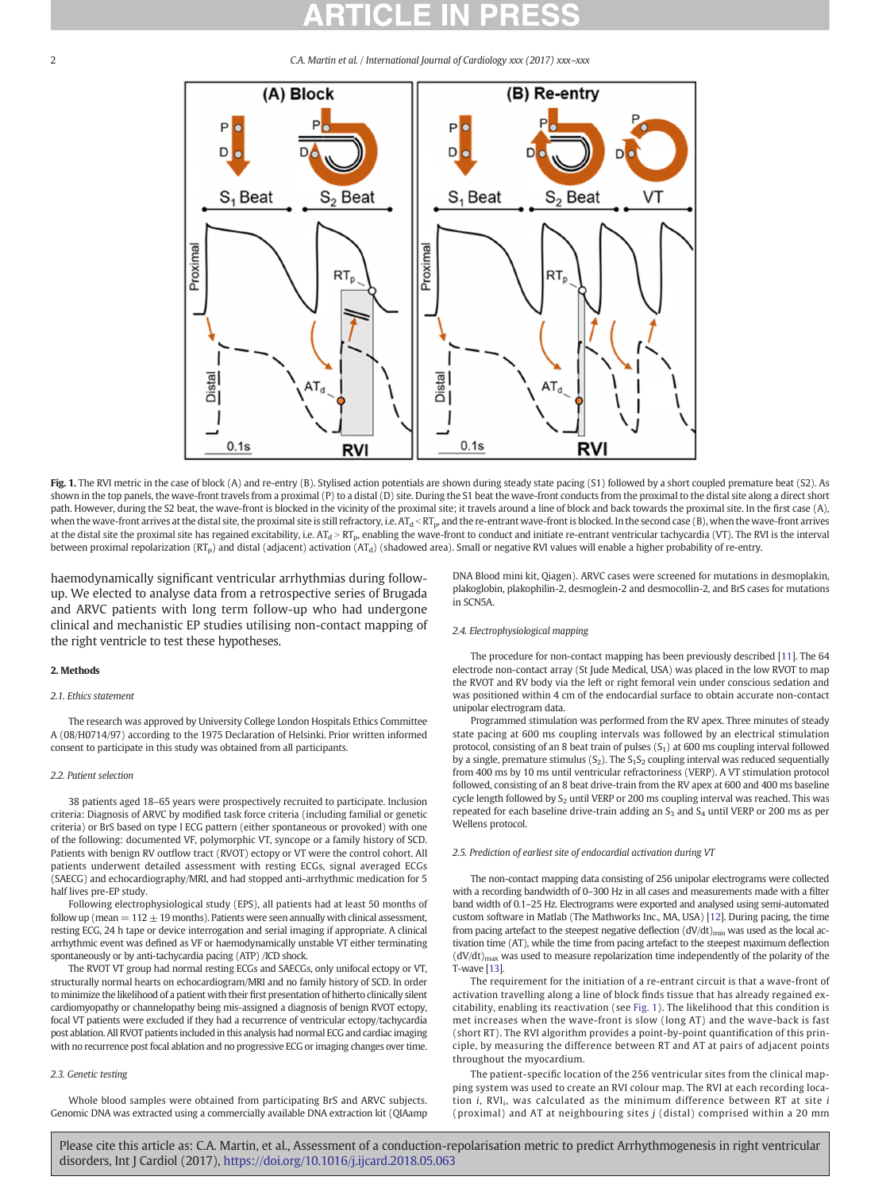**Fig. 1.** The RVI metric in the case of block (A) and re-entry (B). Stylised action potentials are shown during steady state pacing (S1) followed by a short coupled premature beat (S2). As shown in the top panels, the wave-front travels from a proximal (P) to a distal (D) site. During the S1 beat the wave-front conducts from the proximal to the distal site along a direct short path. However, during the S2 beat, the wave-front is blocked in the vicinity of the proximal site; it travels around a line of block and back towards the proximal site. In the first case (A), when the wave-front arrives at the distal site, the proximal site is still refractory, i.e. $AT_d < RT_p$, and the re-entrant wave-front is blocked. In the second case (B), when the wave-front arrives at the distal site the proximal site has regained excitability, i.e. $AT_d > RT_p$, enabling the wave-front to conduct and initiate re-entrant ventricular tachycardia (VT). The RVI is the interval between proximal repolarization ($RT_p$) and distal (adjacent) activation ($AT_d$) (shadowed area). Small or negative RVI values will enable a higher probability of re-entry.

haemodynamically significant ventricular arrhythmias during follow-up. We elected to analyse data from a retrospective series of Brugada and ARVC patients with long term follow-up who had undergone clinical and mechanistic EP studies utilising non-contact mapping of the right ventricle to test these hypotheses.

## 2. Methods

### 2.1. Ethics statement

The research was approved by University College London Hospitals Ethics Committee A (08/H0714/97) according to the 1975 Declaration of Helsinki. Prior written informed consent to participate in this study was obtained from all participants.

### 2.2. Patient selection

38 patients aged 18–65 years were prospectively recruited to participate. Inclusion criteria: Diagnosis of ARVC by modified task force criteria (including familial or genetic criteria) or BrS based on type I ECG pattern (either spontaneous or provoked) with one of the following: documented VF, polymorphic VT, syncope or a family history of SCD. Patients with benign RV outflow tract (RVOT) ectopy or VT were the control cohort. All patients underwent detailed assessment with resting ECGs, signal averaged ECGs (SAECG) and echocardiography/MRI, and had stopped anti-arrhythmic medication for 5 half lives pre-EP study.

Following electrophysiological study (EPS), all patients had at least 50 months of follow up (mean = 112 ± 19 months). Patients were seen annually with clinical assessment, resting ECG, 24 h tape or device interrogation and serial imaging if appropriate. A clinical arrhythmic event was defined as VF or haemodynamically unstable VT either terminating spontaneously or by anti-tachycardia pacing (ATP) /ICD shock.

The RVOT VT group had normal resting ECGs and SAECGs, only unifocal ectopy or VT, structurally normal hearts on echocardiogram/MRI and no family history of SCD. In order to minimize the likelihood of a patient with their first presentation of hitherto clinically silent cardiomyopathy or channelopathy being mis-assigned a diagnosis of benign RVOT ectopy, focal VT patients were excluded if they had a recurrence of ventricular ectopy/tachycardia post ablation. All RVOT patients included in this analysis had normal ECG and cardiac imaging with no recurrence post focal ablation and no progressive ECG or imaging changes over time.

### 2.3. Genetic testing

Whole blood samples were obtained from participating BrS and ARVC subjects. Genomic DNA was extracted using a commercially available DNA extraction kit (QIAamp DNA Blood mini kit, Qiagen). ARVC cases were screened for mutations in desmoplakin, plakoglobin, plakophilin-2, desmoglein-2 and desmocollin-2, and BrS cases for mutations in SCN5A.

### 2.4. Electrophysiological mapping

The procedure for non-contact mapping has been previously described [11]. The 64 electrode non-contact array (St Jude Medical, USA) was placed in the low RVOT to map the RVOT and RV body via the left or right femoral vein under conscious sedation and was positioned within 4 cm of the endocardial surface to obtain accurate non-contact unipolar electrogram data.

Programmed stimulation was performed from the RV apex. Three minutes of steady state pacing at 600 ms coupling intervals was followed by an electrical stimulation protocol, consisting of an 8 beat train of pulses ($S_1$) at 600 ms coupling interval followed by a single, premature stimulus ($S_2$). The $S_1S_2$ coupling interval was reduced sequentially from 400 ms by 10 ms until ventricular refractoriness (VERP). A VT stimulation protocol followed, consisting of an 8 beat drive-train from the RV apex at 600 and 400 ms baseline cycle length followed by $S_2$ until VERP or 200 ms coupling interval was reached. This was repeated for each baseline drive-train adding an $S_3$ and $S_4$ until VERP or 200 ms as per Wellens protocol.

### 2.5. Prediction of earliest site of endocardial activation during VT

The non-contact mapping data consisting of 256 unipolar electrograms were collected with a recording bandwidth of 0–300 Hz in all cases and measurements made with a filter band width of 0.1–25 Hz. Electrograms were exported and analysed using semi-automated custom software in Matlab (The Mathworks Inc., MA, USA) [12]. During pacing, the time from pacing artefact to the steepest negative deflection $(dV/dt)_{min}$ was used as the local activation time (AT), while the time from pacing artefact to the steepest maximum deflection $(dV/dt)_{max}$ was used to measure repolarization time independently of the polarity of the T-wave [13].

The requirement for the initiation of a re-entrant circuit is that a wave-front of activation travelling along a line of block finds tissue that has already regained excitability, enabling its reactivation (see Fig. 1). The likelihood that this condition is met increases when the wave-front is slow (long AT) and the wave-back is fast (short RT). The RVI algorithm provides a point-by-point quantification of this principle, by measuring the difference between RT and AT at pairs of adjacent points throughout the myocardium.

The patient-specific location of the 256 ventricular sites from the clinical mapping system was used to create an RVI colour map. The RVI at each recording location $i$, $RVI_i$, was calculated as the minimum difference between RT at site $i$ (proximal) and AT at neighbouring sites $j$ (distal) comprised within a 20 mm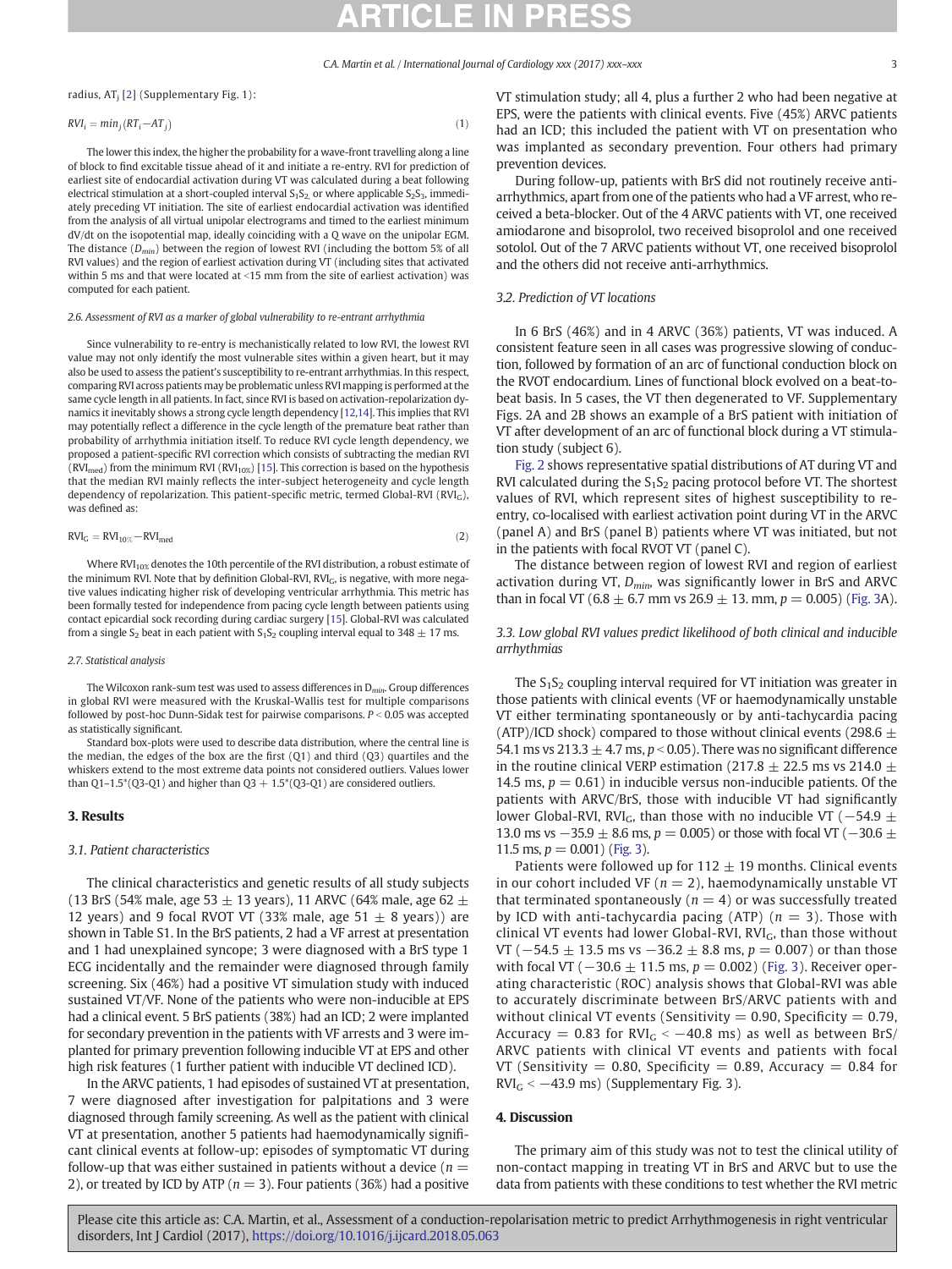radius, $AT_j$ [2] (Supplementary Fig. 1):

$$RVI_i = min_j(RT_i - AT_j) \tag{1}$$

The lower this index, the higher the probability for a wave-front travelling along a line of block to find excitable tissue ahead of it and initiate a re-entry. RVI for prediction of earliest site of endocardial activation during VT was calculated during a beat following electrical stimulation at a short-coupled interval $S_1S_2$, or where applicable $S_2S_3$, immediately preceding VT initiation. The site of earliest endocardial activation was identified from the analysis of all virtual unipolar electrograms and timed to the earliest minimum dV/dt on the isopotential map, ideally coinciding with a Q wave on the unipolar EGM. The distance ($D_{min}$) between the region of lowest RVI (including the bottom 5% of all RVI values) and the region of earliest activation during VT (including sites that activated within 5 ms and that were located at <15 mm from the site of earliest activation) was computed for each patient.

#### 2.6. Assessment of RVI as a marker of global vulnerability to re-entrant arrhythmia

Since vulnerability to re-entry is mechanistically related to low RVI, the lowest RVI value may not only identify the most vulnerable sites within a given heart, but it may also be used to assess the patient's susceptibility to re-entrant arrhythmias. In this respect, comparing RVI across patients may be problematic unless RVI mapping is performed at the same cycle length in all patients. In fact, since RVI is based on activation-repolarization dynamics it inevitably shows a strong cycle length dependency [12,14]. This implies that RVI may potentially reflect a difference in the cycle length of the premature beat rather than probability of arrhythmia initiation itself. To reduce RVI cycle length dependency, we proposed a patient-specific RVI correction which consists of subtracting the median RVI ($RVI_{med}$) from the minimum RVI ($RVI_{10\%}$) [15]. This correction is based on the hypothesis that the median RVI mainly reflects the inter-subject heterogeneity and cycle length dependency of repolarization. This patient-specific metric, termed Global-RVI ($RVI_G$), was defined as:

$$RVI_G = RVI_{10\%} - RVI_{med} \tag{2}$$

Where $RVI_{10\%}$ denotes the 10th percentile of the RVI distribution, a robust estimate of the minimum RVI. Note that by definition Global-RVI, $RVI_G$, is negative, with more negative values indicating higher risk of developing ventricular arrhythmia. This metric has been formally tested for independence from pacing cycle length between patients using contact epicardial sock recording during cardiac surgery [15]. Global-RVI was calculated from a single $S_2$ beat in each patient with $S_1S_2$ coupling interval equal to 348 ± 17 ms.

#### 2.7. Statistical analysis

The Wilcoxon rank-sum test was used to assess differences in $D_{min}$. Group differences in global RVI were measured with the Kruskal-Wallis test for multiple comparisons followed by post-hoc Dunn-Sidak test for pairwise comparisons. $P < 0.05$ was accepted as statistically significant.

Standard box-plots were used to describe data distribution, where the central line is the median, the edges of the box are the first (Q1) and third (Q3) quartiles and the whiskers extend to the most extreme data points not considered outliers. Values lower than Q1–1.5*(Q3-Q1) and higher than Q3 + 1.5*(Q3-Q1) are considered outliers.

## 3. Results

### 3.1. Patient characteristics

The clinical characteristics and genetic results of all study subjects (13 BrS (54% male, age 53 ± 13 years), 11 ARVC (64% male, age 62 ± 12 years) and 9 focal RVOT VT (33% male, age 51 ± 8 years)) are shown in Table S1. In the BrS patients, 2 had a VF arrest at presentation and 1 had unexplained syncope; 3 were diagnosed with a BrS type 1 ECG incidentally and the remainder were diagnosed through family screening. Six (46%) had a positive VT simulation study with induced sustained VT/VF. None of the patients who were non-inducible at EPS had a clinical event. 5 BrS patients (38%) had an ICD; 2 were implanted for secondary prevention in the patients with VF arrests and 3 were implanted for primary prevention following inducible VT at EPS and other high risk features (1 further patient with inducible VT declined ICD).

In the ARVC patients, 1 had episodes of sustained VT at presentation, 7 were diagnosed after investigation for palpitations and 3 were diagnosed through family screening. As well as the patient with clinical VT at presentation, another 5 patients had haemodynamically significant clinical events at follow-up: episodes of symptomatic VT during follow-up that was either sustained in patients without a device ($n = 2$), or treated by ICD by ATP ($n = 3$). Four patients (36%) had a positive VT stimulation study; all 4, plus a further 2 who had been negative at EPS, were the patients with clinical events. Five (45%) ARVC patients had an ICD; this included the patient with VT on presentation who was implanted as secondary prevention. Four others had primary prevention devices.

During follow-up, patients with BrS did not routinely receive anti-arrhythmics, apart from one of the patients who had a VF arrest, who received a beta-blocker. Out of the 4 ARVC patients with VT, one received amiodarone and bisoprolol, two received bisoprolol and one received sotolol. Out of the 7 ARVC patients without VT, one received bisoprolol and the others did not receive anti-arrhythmics.

### 3.2. Prediction of VT locations

In 6 BrS (46%) and in 4 ARVC (36%) patients, VT was induced. A consistent feature seen in all cases was progressive slowing of conduction, followed by formation of an arc of functional conduction block on the RVOT endocardium. Lines of functional block evolved on a beat-to-beat basis. In 5 cases, the VT then degenerated to VF. Supplementary Figs. 2A and 2B shows an example of a BrS patient with initiation of VT after development of an arc of functional block during a VT stimulation study (subject 6).

Fig. 2 shows representative spatial distributions of AT during VT and RVI calculated during the $S_1S_2$ pacing protocol before VT. The shortest values of RVI, which represent sites of highest susceptibility to re-entry, co-localised with earliest activation point during VT in the ARVC (panel A) and BrS (panel B) patients where VT was initiated, but not in the patients with focal RVOT VT (panel C).

The distance between region of lowest RVI and region of earliest activation during VT, $D_{min}$, was significantly lower in BrS and ARVC than in focal VT (6.8 ± 6.7 mm vs 26.9 ± 13. mm, $p = 0.005$) (Fig. 3A).

### 3.3. Low global RVI values predict likelihood of both clinical and inducible arrhythmias

The $S_1S_2$ coupling interval required for VT initiation was greater in those patients with clinical events (VF or haemodynamically unstable VT either terminating spontaneously or by anti-tachycardia pacing (ATP)/ICD shock) compared to those without clinical events (298.6 ± 54.1 ms vs 213.3 ± 4.7 ms, $p < 0.05$). There was no significant difference in the routine clinical VERP estimation (217.8 ± 22.5 ms vs 214.0 ± 14.5 ms, $p = 0.61$) in inducible versus non-inducible patients. Of the patients with ARVC/BrS, those with inducible VT had significantly lower Global-RVI, $RVI_G$, than those with no inducible VT (−54.9 ± 13.0 ms vs −35.9 ± 8.6 ms, $p = 0.005$) or those with focal VT (−30.6 ± 11.5 ms, $p = 0.001$) (Fig. 3).

Patients were followed up for 112 ± 19 months. Clinical events in our cohort included VF ($n = 2$), haemodynamically unstable VT that terminated spontaneously ($n = 4$) or was successfully treated by ICD with anti-tachycardia pacing (ATP) ($n = 3$). Those with clinical VT events had lower Global-RVI, $RVI_G$, than those without VT (−54.5 ± 13.5 ms vs −36.2 ± 8.8 ms, $p = 0.007$) or than those with focal VT (−30.6 ± 11.5 ms, $p = 0.002$) (Fig. 3). Receiver operating characteristic (ROC) analysis shows that Global-RVI was able to accurately discriminate between BrS/ARVC patients with and without clinical VT events (Sensitivity = 0.90, Specificity = 0.79, Accuracy = 0.83 for $RVI_G < -40.8$ ms) as well as between BrS/ARVC patients with clinical VT events and patients with focal VT (Sensitivity = 0.80, Specificity = 0.89, Accuracy = 0.84 for $RVI_G < -43.9$ ms) (Supplementary Fig. 3).

## 4. Discussion

The primary aim of this study was not to test the clinical utility of non-contact mapping in treating VT in BrS and ARVC but to use the data from patients with these conditions to test whether the RVI metric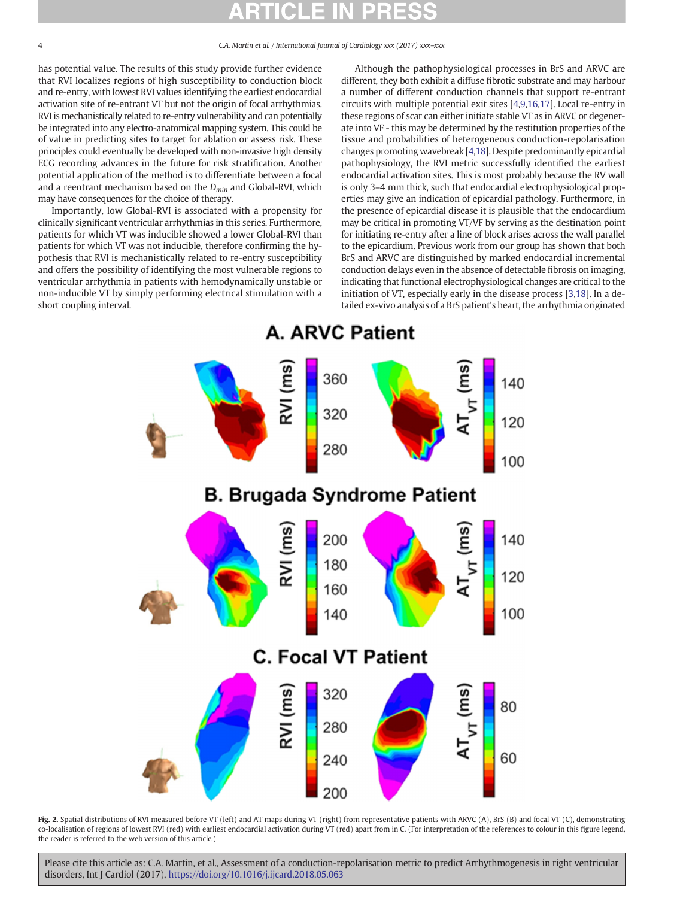has potential value. The results of this study provide further evidence that RVI localizes regions of high susceptibility to conduction block and re-entry, with lowest RVI values identifying the earliest endocardial activation site of re-entrant VT but not the origin of focal arrhythmias. RVI is mechanistically related to re-entry vulnerability and can potentially be integrated into any electro-anatomical mapping system. This could be of value in predicting sites to target for ablation or assess risk. These principles could eventually be developed with non-invasive high density ECG recording advances in the future for risk stratification. Another potential application of the method is to differentiate between a focal and a reentrant mechanism based on the $D_{min}$ and Global-RVI, which may have consequences for the choice of therapy.

Importantly, low Global-RVI is associated with a propensity for clinically significant ventricular arrhythmias in this series. Furthermore, patients for which VT was inducible showed a lower Global-RVI than patients for which VT was not inducible, therefore confirming the hypothesis that RVI is mechanistically related to re-entry susceptibility and offers the possibility of identifying the most vulnerable regions to ventricular arrhythmia in patients with hemodynamically unstable or non-inducible VT by simply performing electrical stimulation with a short coupling interval.

Although the pathophysiological processes in BrS and ARVC are different, they both exhibit a diffuse fibrotic substrate and may harbour a number of different conduction channels that support re-entrant circuits with multiple potential exit sites [4,9,16,17]. Local re-entry in these regions of scar can either initiate stable VT as in ARVC or degenerate into VF - this may be determined by the restitution properties of the tissue and probabilities of heterogeneous conduction-repolarisation changes promoting wavebreak [4,18]. Despite predominantly epicardial pathophysiology, the RVI metric successfully identified the earliest endocardial activation sites. This is most probably because the RV wall is only 3–4 mm thick, such that endocardial electrophysiological properties may give an indication of epicardial pathology. Furthermore, in the presence of epicardial disease it is plausible that the endocardium may be critical in promoting VT/VF by serving as the destination point for initiating re-entry after a line of block arises across the wall parallel to the epicardium. Previous work from our group has shown that both BrS and ARVC are distinguished by marked endocardial incremental conduction delays even in the absence of detectable fibrosis on imaging, indicating that functional electrophysiological changes are critical to the initiation of VT, especially early in the disease process [3,18]. In a detailed ex-vivo analysis of a BrS patient's heart, the arrhythmia originated

A. ARVC Patient

RVI (ms) 360 320 280

$AT_{VT}$ (ms) 140 120 100

B. Brugada Syndrome Patient

RVI (ms) 200 180 160 140

$AT_{VT}$ (ms) 140 120 100

C. Focal VT Patient

RVI (ms) 320 280 240 200

$AT_{VT}$ (ms) 80 60

**Fig. 2.** Spatial distributions of RVI measured before VT (left) and AT maps during VT (right) from representative patients with ARVC (A), BrS (B) and focal VT (C), demonstrating co-localisation of regions of lowest RVI (red) with earliest endocardial activation during VT (red) apart from in C. (For interpretation of the references to colour in this figure legend, the reader is referred to the web version of this article.)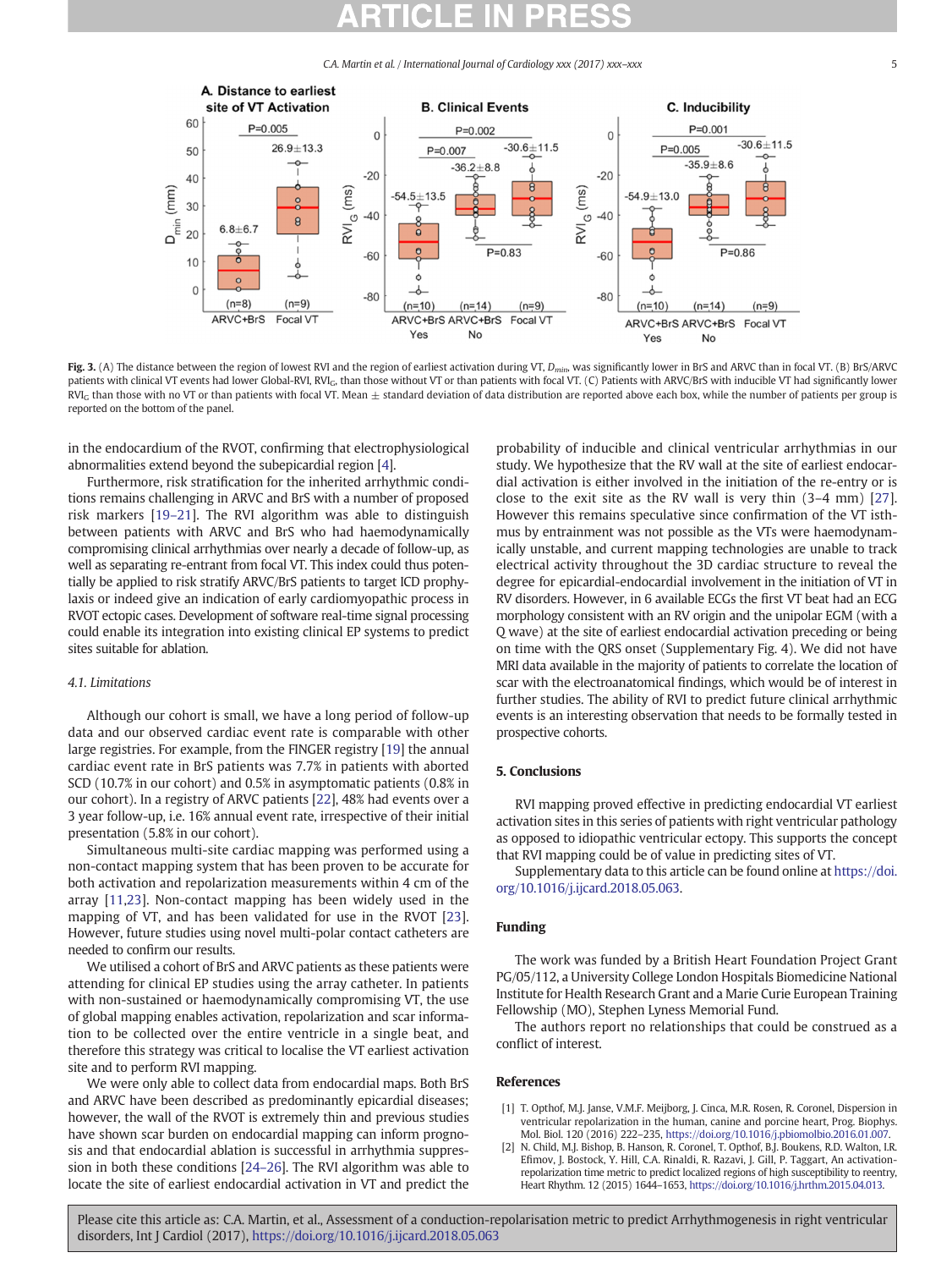A. Distance to earliest site of VT Activation

P=0.005

26.9±13.3

6.8±6.7

$D_{min}$ (mm)

60
50
40
30
20
10
0

(n=8) (n=9)

ARVC+BrS Focal VT

B. Clinical Events

P=0.002

P=0.007

-30.6±11.5

-36.2±8.8

-54.5±13.5

P=0.83

$RVI_G$ (ms)

0
-20
-40
-60
-80

(n=10) (n=14) (n=9)

ARVC+BrS ARVC+BrS Focal VT

Yes No

C. Inducibility

P=0.001

P=0.005

-30.6±11.5

-35.9±8.6

-54.9±13.0

P=0.86

$RVI_G$ (ms)

0
-20
-40
-60
-80

(n=10) (n=14) (n=9)

ARVC+BrS ARVC+BrS Focal VT

Yes No

**Fig. 3.** (A) The distance between the region of lowest RVI and the region of earliest activation during VT, $D_{min}$, was significantly lower in BrS and ARVC than in focal VT. (B) BrS/ARVC patients with clinical VT events had lower Global-RVI, $RVI_G$, than those without VT or than patients with focal VT. (C) Patients with ARVC/BrS with inducible VT had significantly lower $RVI_G$ than those with no VT or than patients with focal VT. Mean ± standard deviation of data distribution are reported above each box, while the number of patients per group is reported on the bottom of the panel.

in the endocardium of the RVOT, confirming that electrophysiological abnormalities extend beyond the subepicardial region [4].

Furthermore, risk stratification for the inherited arrhythmic conditions remains challenging in ARVC and BrS with a number of proposed risk markers [19–21]. The RVI algorithm was able to distinguish between patients with ARVC and BrS who had haemodynamically compromising clinical arrhythmias over nearly a decade of follow-up, as well as separating re-entrant from focal VT. This index could thus potentially be applied to risk stratify ARVC/BrS patients to target ICD prophylaxis or indeed give an indication of early cardiomyopathic process in RVOT ectopic cases. Development of software real-time signal processing could enable its integration into existing clinical EP systems to predict sites suitable for ablation.

### 4.1. Limitations

Although our cohort is small, we have a long period of follow-up data and our observed cardiac event rate is comparable with other large registries. For example, from the FINGER registry [19] the annual cardiac event rate in BrS patients was 7.7% in patients with aborted SCD (10.7% in our cohort) and 0.5% in asymptomatic patients (0.8% in our cohort). In a registry of ARVC patients [22], 48% had events over a 3 year follow-up, i.e. 16% annual event rate, irrespective of their initial presentation (5.8% in our cohort).

Simultaneous multi-site cardiac mapping was performed using a non-contact mapping system that has been proven to be accurate for both activation and repolarization measurements within 4 cm of the array [11,23]. Non-contact mapping has been widely used in the mapping of VT, and has been validated for use in the RVOT [23]. However, future studies using novel multi-polar contact catheters are needed to confirm our results.

We utilised a cohort of BrS and ARVC patients as these patients were attending for clinical EP studies using the array catheter. In patients with non-sustained or haemodynamically compromising VT, the use of global mapping enables activation, repolarization and scar information to be collected over the entire ventricle in a single beat, and therefore this strategy was critical to localise the VT earliest activation site and to perform RVI mapping.

We were only able to collect data from endocardial maps. Both BrS and ARVC have been described as predominantly epicardial diseases; however, the wall of the RVOT is extremely thin and previous studies have shown scar burden on endocardial mapping can inform prognosis and that endocardial ablation is successful in arrhythmia suppression in both these conditions [24–26]. The RVI algorithm was able to locate the site of earliest endocardial activation in VT and predict the probability of inducible and clinical ventricular arrhythmias in our study. We hypothesize that the RV wall at the site of earliest endocardial activation is either involved in the initiation of the re-entry or is close to the exit site as the RV wall is very thin (3–4 mm) [27]. However this remains speculative since confirmation of the VT isthmus by entrainment was not possible as the VTs were haemodynamically unstable, and current mapping technologies are unable to track electrical activity throughout the 3D cardiac structure to reveal the degree for epicardial-endocardial involvement in the initiation of VT in RV disorders. However, in 6 available ECGs the first VT beat had an ECG morphology consistent with an RV origin and the unipolar EGM (with a Q wave) at the site of earliest endocardial activation preceding or being on time with the QRS onset (Supplementary Fig. 4). We did not have MRI data available in the majority of patients to correlate the location of scar with the electroanatomical findings, which would be of interest in further studies. The ability of RVI to predict future clinical arrhythmic events is an interesting observation that needs to be formally tested in prospective cohorts.

## 5. Conclusions

RVI mapping proved effective in predicting endocardial VT earliest activation sites in this series of patients with right ventricular pathology as opposed to idiopathic ventricular ectopy. This supports the concept that RVI mapping could be of value in predicting sites of VT.

Supplementary data to this article can be found online at https://doi.org/10.1016/j.ijcard.2018.05.063.

## Funding

The work was funded by a British Heart Foundation Project Grant PG/05/112, a University College London Hospitals Biomedicine National Institute for Health Research Grant and a Marie Curie European Training Fellowship (MO), Stephen Lyness Memorial Fund.

The authors report no relationships that could be construed as a conflict of interest.

## References

[1] T. Opthof, M.J. Janse, V.M.F. Meijborg, J. Cinca, M.R. Rosen, R. Coronel, Dispersion in ventricular repolarization in the human, canine and porcine heart, Prog. Biophys. Mol. Biol. 120 (2016) 222–235, https://doi.org/10.1016/j.pbiomolbio.2016.01.007.

[2] N. Child, M.J. Bishop, B. Hanson, R. Coronel, T. Opthof, B.J. Boukens, R.D. Walton, I.R. Efimov, J. Bostock, Y. Hill, C.A. Rinaldi, R. Razavi, J. Gill, P. Taggart, An activation-repolarization time metric to predict localized regions of high susceptibility to reentry, Heart Rhythm. 12 (2015) 1644–1653, https://doi.org/10.1016/j.hrthm.2015.04.013.

Please cite this article as: C.A. Martin, et al., Assessment of a conduction-repolarisation metric to predict Arrhythmogenesis in right ventricular disorders, Int J Cardiol (2017), https://doi.org/10.1016/j.ijcard.2018.05.063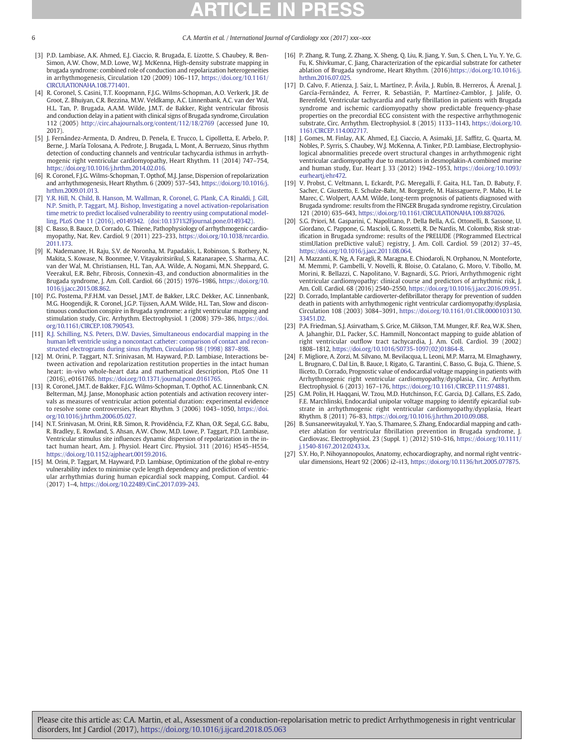[3] P.D. Lambiase, A.K. Ahmed, E.J. Ciaccio, R. Brugada, E. Lizotte, S. Chaubey, R. Ben-Simon, A.W. Chow, M.D. Lowe, W.J. McKenna, High-density substrate mapping in brugada syndrome: combined role of conduction and repolarization heterogeneities in arrhythmogenesis, Circulation 120 (2009) 106–117, https://doi.org/10.1161/CIRCULATIONAHA.108.771401.

[4] R. Coronel, S. Casini, T.T. Koopmann, F.J.G. Wilms-Schopman, A.O. Verkerk, J.R. de Groot, Z. Bhuiyan, C.R. Bezzina, M.W. Veldkamp, A.C. Linnenbank, A.C. van der Wal, H.L. Tan, P. Brugada, A.A.M. Wilde, J.M.T. de Bakker, Right ventricular fibrosis and conduction delay in a patient with clinical signs of Brugada syndrome, Circulation 112 (2005) http://circ.ahajournals.org/content/112/18/2769 (accessed June 10, 2017).

[5] J. Fernández-Armenta, D. Andreu, D. Penela, E. Trucco, L. Cipolletta, E. Arbelo, P. Berne, J. María Tolosana, A. Pedrote, J. Brugada, L. Mont, A. Berruezo, Sinus rhythm detection of conducting channels and ventricular tachycardia isthmus in arrhythmogenic right ventricular cardiomyopathy, Heart Rhythm. 11 (2014) 747–754, https://doi.org/10.1016/j.hrthm.2014.02.016.

[6] R. Coronel, F.J.G. Wilms-Schopman, T. Opthof, M.J. Janse, Dispersion of repolarization and arrhythmogenesis, Heart Rhythm. 6 (2009) 537–543, https://doi.org/10.1016/j.hrthm.2009.01.013.

[7] Y.R. Hill, N. Child, B. Hanson, M. Wallman, R. Coronel, G. Plank, C.A. Rinaldi, J. Gill, N.P. Smith, P. Taggart, M.J. Bishop, Investigating a novel activation-repolarisation time metric to predict localised vulnerability to reentry using computational modelling, PLoS One 11 (2016), e0149342. (doi:10.1371%2Fjournal.pone.0149342).

[8] C. Basso, B. Bauce, D. Corrado, G. Thiene, Pathophysiology of arrhythmogenic cardiomyopathy, Nat. Rev. Cardiol. 9 (2011) 223–233, https://doi.org/10.1038/nrcardio.2011.173.

[9] K. Nademanee, H. Raju, S.V. de Noronha, M. Papadakis, L. Robinson, S. Rothery, N. Makita, S. Kowase, N. Boonmee, V. Vitayakritsirikul, S. Ratanarapee, S. Sharma, A.C. van der Wal, M. Christiansen, H.L. Tan, A.A. Wilde, A. Nogami, M.N. Sheppard, G. Veerakul, E.R. Behr, Fibrosis, Connexin-43, and conduction abnormalities in the Brugada syndrome, J. Am. Coll. Cardiol. 66 (2015) 1976–1986, https://doi.org/10.1016/j.jacc.2015.08.862.

[10] P.G. Postema, P.F.H.M. van Dessel, J.M.T. de Bakker, L.R.C. Dekker, A.C. Linnenbank, M.G. Hoogendijk, R. Coronel, J.G.P. Tijssen, A.A.M. Wilde, H.L. Tan, Slow and discontinuous conduction conspire in Brugada syndrome: a right ventricular mapping and stimulation study, Circ. Arrhythm. Electrophysiol. 1 (2008) 379–386, https://doi.org/10.1161/CIRCEP.108.790543.

[11] R.J. Schilling, N.S. Peters, D.W. Davies, Simultaneous endocardial mapping in the human left ventricle using a noncontact catheter: comparison of contact and reconstructed electrograms during sinus rhythm, Circulation 98 (1998) 887–898.

[12] M. Orini, P. Taggart, N.T. Srinivasan, M. Hayward, P.D. Lambiase, Interactions between activation and repolarization restitution properties in the intact human heart: in-vivo whole-heart data and mathematical description, PLoS One 11 (2016), e0161765. https://doi.org/10.1371/journal.pone.0161765.

[13] R. Coronel, J.M.T. de Bakker, F.J.G. Wilms-Schopman, T. Opthof, A.C. Linnenbank, C.N. Belterman, M.J. Janse, Monophasic action potentials and activation recovery intervals as measures of ventricular action potential duration: experimental evidence to resolve some controversies, Heart Rhythm. 3 (2006) 1043–1050, https://doi.org/10.1016/j.hrthm.2006.05.027.

[14] N.T. Srinivasan, M. Orini, R.B. Simon, R. Providência, F.Z. Khan, O.R. Segal, G.G. Babu, R. Bradley, E. Rowland, S. Ahsan, A.W. Chow, M.D. Lowe, P. Taggart, P.D. Lambiase, Ventricular stimulus site influences dynamic dispersion of repolarization in the intact human heart, Am. J. Physiol. Heart Circ. Physiol. 311 (2016) H545–H554, https://doi.org/10.1152/ajpheart.00159.2016.

[15] M. Orini, P. Taggart, M. Hayward, P.D. Lambiase, Optimization of the global re-entry vulnerability index to minimise cycle length dependency and prediction of ventricular arrhythmias during human epicardial sock mapping, Comput. Cardiol. 44 (2017) 1–4, https://doi.org/10.22489/CinC.2017.039-243.

[16] P. Zhang, R. Tung, Z. Zhang, X. Sheng, Q. Liu, R. Jiang, Y. Sun, S. Chen, L. Yu, Y. Ye, G. Fu, K. Shivkumar, C. Jiang, Characterization of the epicardial substrate for catheter ablation of Brugada syndrome, Heart Rhythm. (2016)https://doi.org/10.1016/j.hrthm.2016.07.025.

[17] D. Calvo, F. Atienza, J. Saiz, L. Martínez, P. Ávila, J. Rubín, B. Herreros, Á. Arenal, J. García-Fernández, A. Ferrer, R. Sebastián, P. Martínez-Camblor, J. Jalife, O. Berenfeld, Ventricular tachycardia and early fibrillation in patients with Brugada syndrome and ischemic cardiomyopathy show predictable frequency-phase properties on the precordial ECG consistent with the respective arrhythmogenic substrate, Circ. Arrhythm. Electrophysiol. 8 (2015) 1133–1143, https://doi.org/10.1161/CIRCEP.114.002717.

[18] J. Gomes, M. Finlay, A.K. Ahmed, E.J. Ciaccio, A. Asimaki, J.E. Saffitz, G. Quarta, M. Nobles, P. Syrris, S. Chaubey, W.J. McKenna, A. Tinker, P.D. Lambiase, Electrophysiological abnormalities precede overt structural changes in arrhythmogenic right ventricular cardiomyopathy due to mutations in desmoplakin-A combined murine and human study, Eur. Heart J. 33 (2012) 1942–1953, https://doi.org/10.1093/eurheartj/ehr472.

[19] V. Probst, C. Veltmann, L. Eckardt, P.G. Meregalli, F. Gaita, H.L. Tan, D. Babuty, F. Sacher, C. Giustetto, E. Schulze-Bahr, M. Borggrefe, M. Haissaguerre, P. Mabo, H. Le Marec, C. Wolpert, A.A.M. Wilde, Long-term prognosis of patients diagnosed with Brugada syndrome: results from the FINGER Brugada syndrome registry, Circulation 121 (2010) 635–643, https://doi.org/10.1161/CIRCULATIONAHA.109.887026.

[20] S.G. Priori, M. Gasparini, C. Napolitano, P. Della Bella, A.G. Ottonelli, B. Sassone, U. Giordano, C. Pappone, G. Mascioli, G. Rossetti, R. De Nardis, M. Colombo, Risk stratification in Brugada syndrome: results of the PRELUDE (PRogrammed ELectrical stimUlation preDictive valuE) registry, J. Am. Coll. Cardiol. 59 (2012) 37–45, https://doi.org/10.1016/j.jacc.2011.08.064.

[21] A. Mazzanti, K. Ng, A. Faragli, R. Maragna, E. Chiodaroli, N. Orphanou, N. Monteforte, M. Memmi, P. Gambelli, V. Novelli, R. Bloise, O. Catalano, G. Moro, V. Tibollo, M. Morini, R. Bellazzi, C. Napolitano, V. Bagnardi, S.G. Priori, Arrhythmogenic right ventricular cardiomyopathy: clinical course and predictors of arrhythmic risk, J. Am. Coll. Cardiol. 68 (2016) 2540–2550, https://doi.org/10.1016/j.jacc.2016.09.951.

[22] D. Corrado, Implantable cardioverter-defibrillator therapy for prevention of sudden death in patients with arrhythmogenic right ventricular cardiomyopathy/dysplasia, Circulation 108 (2003) 3084–3091, https://doi.org/10.1161/01.CIR.0000103130.33451.D2.

[23] P.A. Friedman, S.J. Asirvatham, S. Grice, M. Glikson, T.M. Munger, R.F. Rea, W.K. Shen, A. Jahanghir, D.L. Packer, S.C. Hammill, Noncontact mapping to guide ablation of right ventricular outflow tract tachycardia, J. Am. Coll. Cardiol. 39 (2002) 1808–1812, https://doi.org/10.1016/S0735-1097(02)01864-8.

[24] F. Migliore, A. Zorzi, M. Silvano, M. Bevilacqua, L. Leoni, M.P. Marra, M. Elmaghawry, L. Brugnaro, C. Dal Lin, B. Bauce, I. Rigato, G. Tarantini, C. Basso, G. Buja, G. Thiene, S. Iliceto, D. Corrado, Prognostic value of endocardial voltage mapping in patients with Arrhythmogenic right ventricular cardiomyopathy/dysplasia, Circ. Arrhythm. Electrophysiol. 6 (2013) 167–176, https://doi.org/10.1161/CIRCEP.111.974881.

[25] G.M. Polin, H. Haqqani, W. Tzou, M.D. Hutchinson, F.C. Garcia, D.J. Callans, E.S. Zado, F.E. Marchlinski, Endocardial unipolar voltage mapping to identify epicardial substrate in arrhythmogenic right ventricular cardiomyopathy/dysplasia, Heart Rhythm. 8 (2011) 76–83, https://doi.org/10.1016/j.hrthm.2010.09.088.

[26] B. Sunsaneewitayakul, Y. Yao, S. Thamaree, S. Zhang, Endocardial mapping and catheter ablation for ventricular fibrillation prevention in Brugada syndrome, J. Cardiovasc. Electrophysiol. 23 (Suppl. 1) (2012) S10–S16, https://doi.org/10.1111/j.1540-8167.2012.02433.x.

[27] S.Y. Ho, P. Nihoyannopoulos, Anatomy, echocardiography, and normal right ventricular dimensions, Heart 92 (2006) i2–i13, https://doi.org/10.1136/hrt.2005.077875.